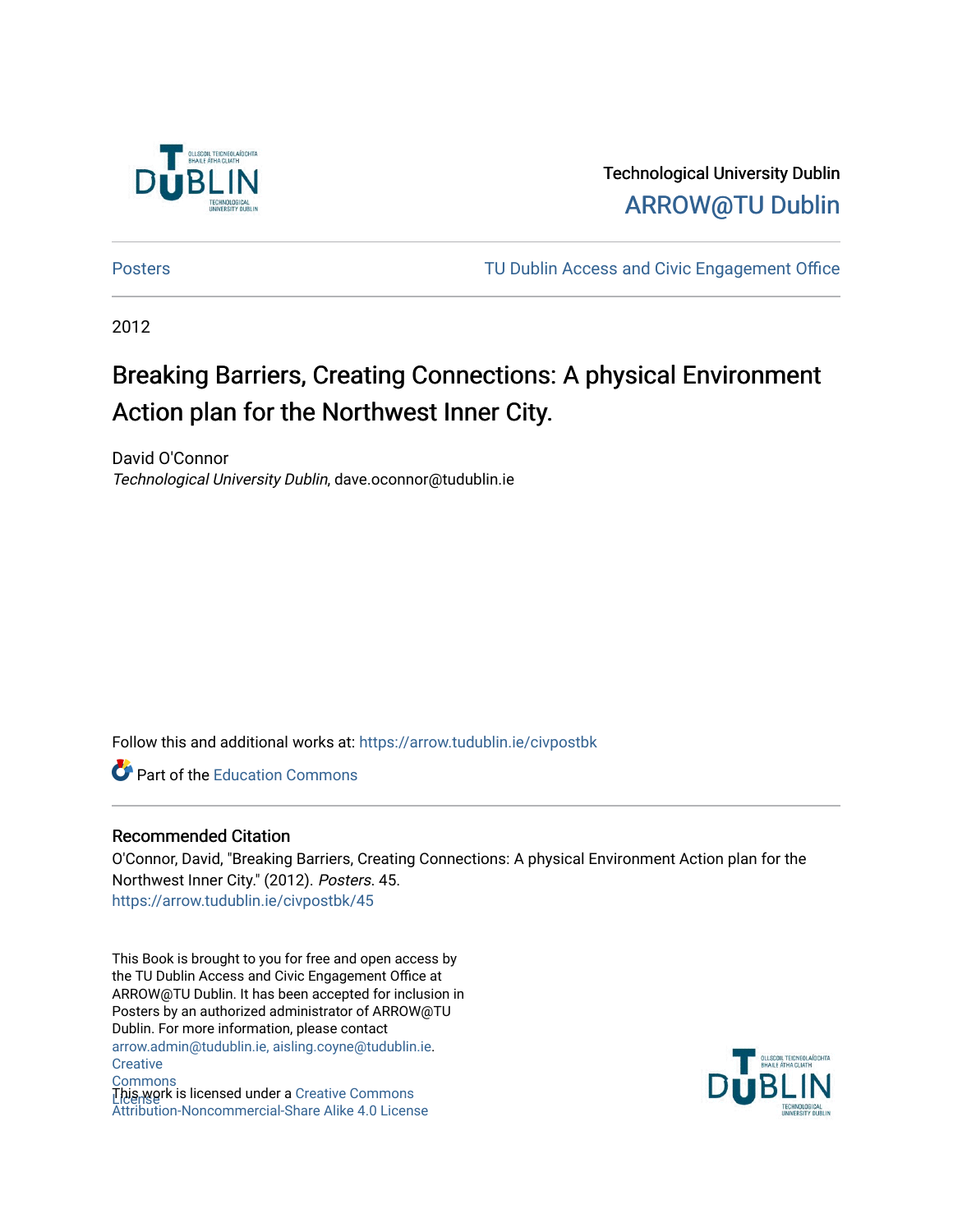Technological University Dublin

ARROW@TU Dublin

Posters

TU Dublin Access and Civic Engagement Office

2012

# Breaking Barriers, Creating Connections: A physical Environment Action plan for the Northwest Inner City.

David O'Connor

*Technological University Dublin*, dave.oconnor@tudublin.ie

Follow this and additional works at: https://arrow.tudublin.ie/civpostbk

Part of the Education Commons

## Recommended Citation

O'Connor, David, "Breaking Barriers, Creating Connections: A physical Environment Action plan for the Northwest Inner City." (2012). *Posters*. 45.
https://arrow.tudublin.ie/civpostbk/45

This Book is brought to you for free and open access by the TU Dublin Access and Civic Engagement Office at ARROW@TU Dublin. It has been accepted for inclusion in Posters by an authorized administrator of ARROW@TU Dublin. For more information, please contact arrow.admin@tudublin.ie, aisling.coyne@tudublin.ie.

This work is licensed under a Creative Commons Attribution-Noncommercial-Share Alike 4.0 License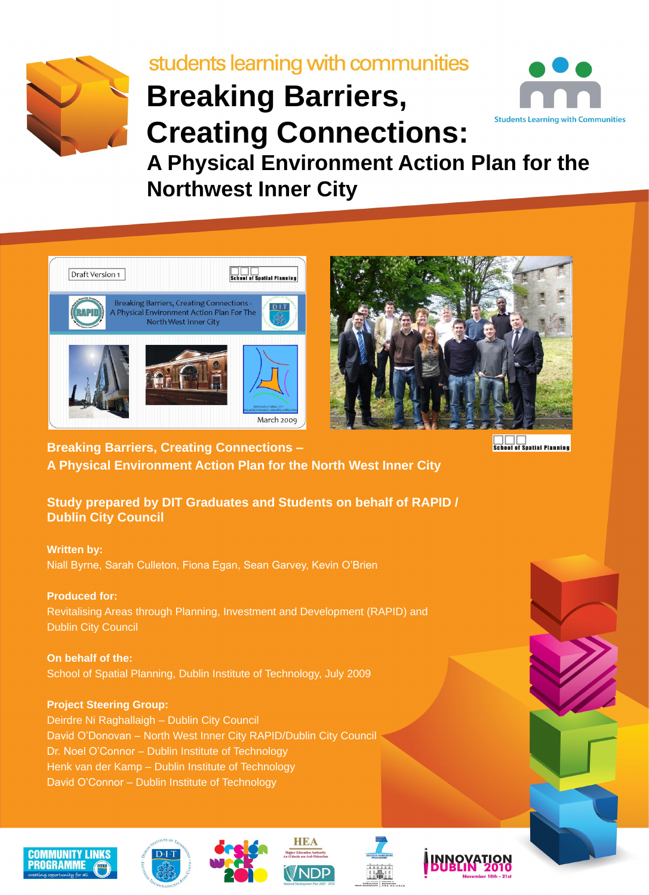students learning with communities

# Breaking Barriers, Creating Connections:

## A Physical Environment Action Plan for the Northwest Inner City

Students Learning with Communities

**Breaking Barriers, Creating Connections –**
**A Physical Environment Action Plan for the North West Inner City**

**Study prepared by DIT Graduates and Students on behalf of RAPID / Dublin City Council**

**Written by:**
Niall Byrne, Sarah Culleton, Fiona Egan, Sean Garvey, Kevin O'Brien

**Produced for:**
Revitalising Areas through Planning, Investment and Development (RAPID) and Dublin City Council

**On behalf of the:**
School of Spatial Planning, Dublin Institute of Technology, July 2009

**Project Steering Group:**
Deirdre Ni Raghallaigh – Dublin City Council
David O'Donovan – North West Inner City RAPID/Dublin City Council
Dr. Noel O'Connor – Dublin Institute of Technology
Henk van der Kamp – Dublin Institute of Technology
David O'Connor – Dublin Institute of Technology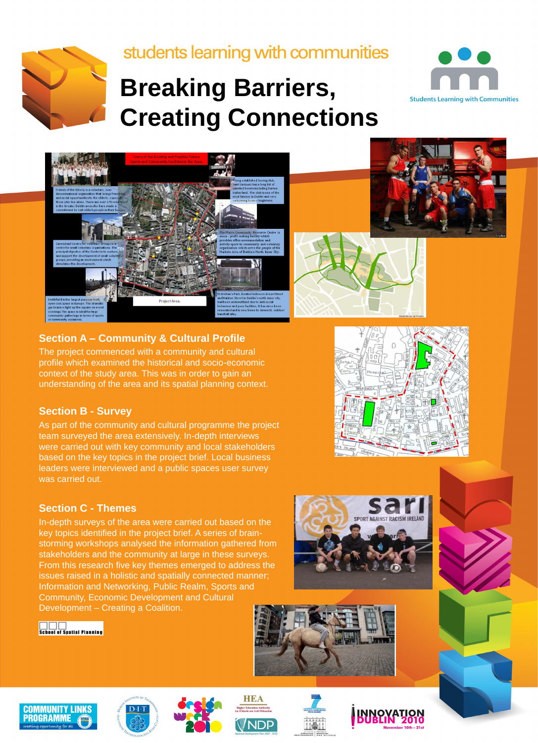students learning with communities

# Breaking Barriers, Creating Connections

Students Learning with Communities

## Section A – Community & Cultural Profile

The project commenced with a community and cultural profile which examined the historical and socio-economic context of the study area. This was in order to gain an understanding of the area and its spatial planning context.

## Section B - Survey

As part of the community and cultural programme the project team surveyed the area extensively. In-depth interviews were carried out with key community and local stakeholders based on the key topics in the project brief. Local business leaders were interviewed and a public spaces user survey was carried out.

## Section C - Themes

In-depth surveys of the area were carried out based on the key topics identified in the project brief. A series of brain-storming workshops analysed the information gathered from stakeholders and the community at large in these surveys. From this research five key themes emerged to address the issues raised in a holistic and spatially connected manner; Information and Networking, Public Realm, Sports and Community, Economic Development and Cultural Development – Creating a Coalition.

School of Spatial Planning

COMMUNITY LINKS PROGRAMME — creating opportunity for all

INNOVATION DUBLIN 2010 — November 10th - 21st